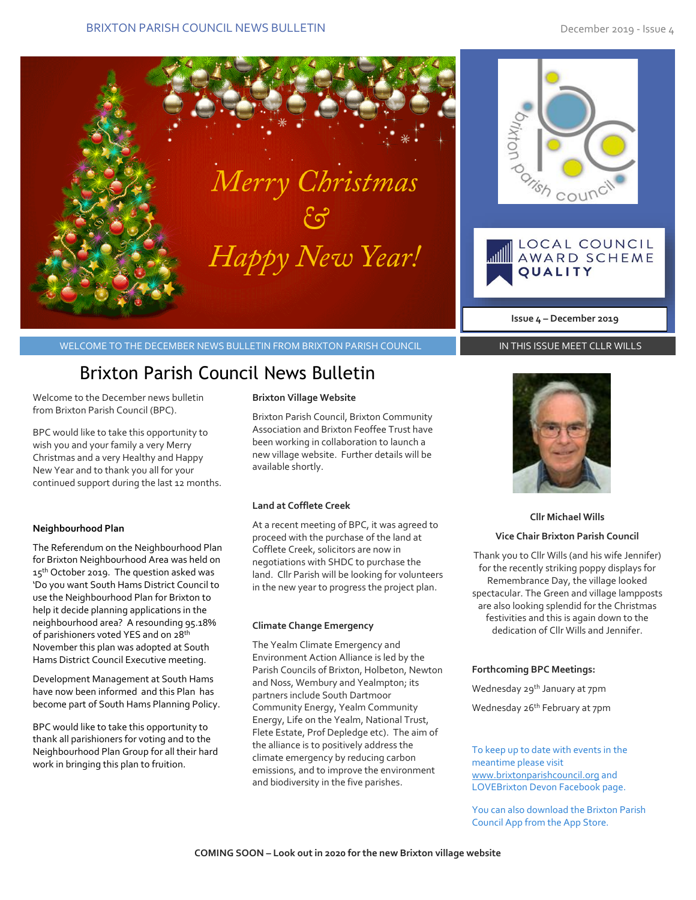Merry Christmas & Happy New Year!

LOCAL COUNCIL AWARD SCHEME QUALITY

Issue 4 – December 2019

WELCOME TO THE DECEMBER NEWS BULLETIN FROM BRIXTON PARISH COUNCIL

IN THIS ISSUE MEET CLLR WILLS

# Brixton Parish Council News Bulletin

Welcome to the December news bulletin from Brixton Parish Council (BPC).

BPC would like to take this opportunity to wish you and your family a very Merry Christmas and a very Healthy and Happy New Year and to thank you all for your continued support during the last 12 months.

**Neighbourhood Plan**

The Referendum on the Neighbourhood Plan for Brixton Neighbourhood Area was held on 15th October 2019. The question asked was 'Do you want South Hams District Council to use the Neighbourhood Plan for Brixton to help it decide planning applications in the neighbourhood area? A resounding 95.18% of parishioners voted YES and on 28th November this plan was adopted at South Hams District Council Executive meeting.

Development Management at South Hams have now been informed and this Plan has become part of South Hams Planning Policy.

BPC would like to take this opportunity to thank all parishioners for voting and to the Neighbourhood Plan Group for all their hard work in bringing this plan to fruition.

**Brixton Village Website**

Brixton Parish Council, Brixton Community Association and Brixton Feoffee Trust have been working in collaboration to launch a new village website. Further details will be available shortly.

**Land at Cofflete Creek**

At a recent meeting of BPC, it was agreed to proceed with the purchase of the land at Cofflete Creek, solicitors are now in negotiations with SHDC to purchase the land. Cllr Parish will be looking for volunteers in the new year to progress the project plan.

**Climate Change Emergency**

The Yealm Climate Emergency and Environment Action Alliance is led by the Parish Councils of Brixton, Holbeton, Newton and Noss, Wembury and Yealmpton; its partners include South Dartmoor Community Energy, Yealm Community Energy, Life on the Yealm, National Trust, Flete Estate, Prof Depledge etc). The aim of the alliance is to positively address the climate emergency by reducing carbon emissions, and to improve the environment and biodiversity in the five parishes.

**Cllr Michael Wills**

**Vice Chair Brixton Parish Council**

Thank you to Cllr Wills (and his wife Jennifer) for the recently striking poppy displays for Remembrance Day, the village looked spectacular. The Green and village lampposts are also looking splendid for the Christmas festivities and this is again down to the dedication of Cllr Wills and Jennifer.

**Forthcoming BPC Meetings:**

Wednesday 29th January at 7pm

Wednesday 26th February at 7pm

To keep up to date with events in the meantime please visit www.brixtonparishcouncil.org and LOVEBrixton Devon Facebook page.

You can also download the Brixton Parish Council App from the App Store.

**COMING SOON – Look out in 2020 for the new Brixton village website**